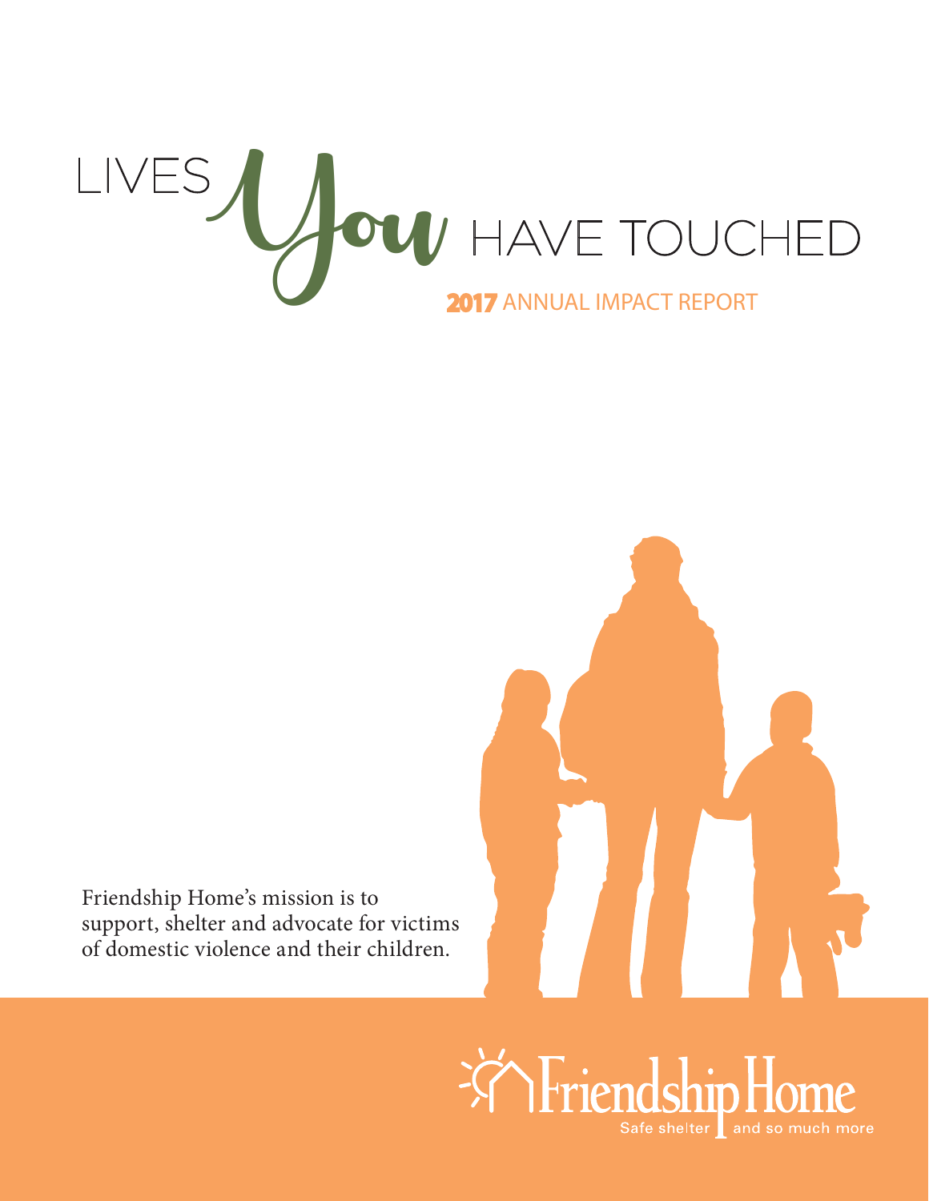# LIVES *You* HAVE TOUCHED

## 2017 ANNUAL IMPACT REPORT

Friendship Home's mission is to support, shelter and advocate for victims of domestic violence and their children.

Friendship Home

Safe shelter | and so much more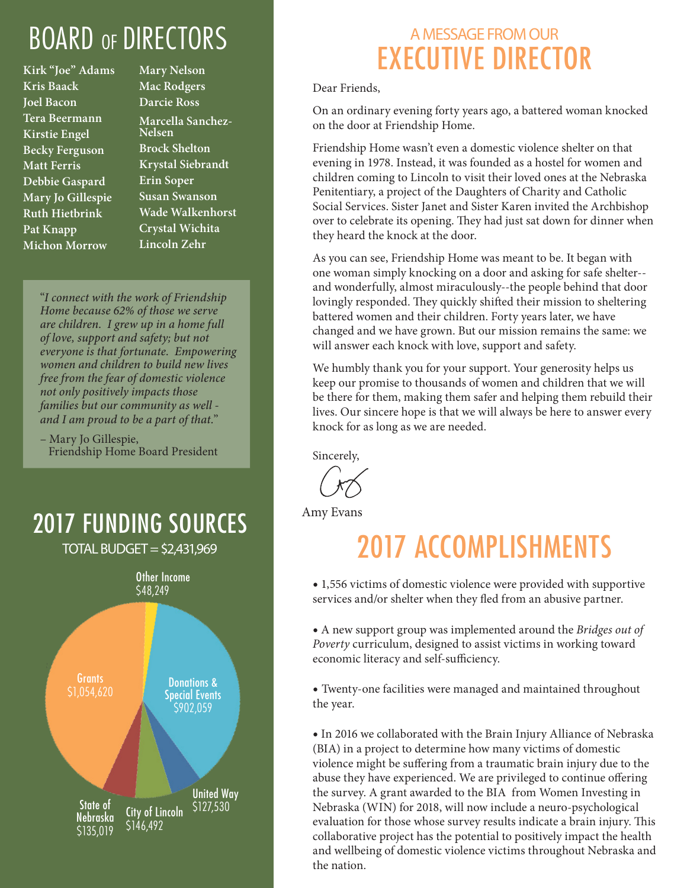# BOARD OF DIRECTORS

Kirk "Joe" Adams
Kris Baack
Joel Bacon
Tera Beermann
Kirstie Engel
Becky Ferguson
Matt Ferris
Debbie Gaspard
Mary Jo Gillespie
Ruth Hietbrink
Pat Knapp
Michon Morrow
Mary Nelson
Mac Rodgers
Darcie Ross
Marcella Sanchez-Nelsen
Brock Shelton
Krystal Siebrandt
Erin Soper
Susan Swanson
Wade Walkenhorst
Crystal Wichita
Lincoln Zehr

*"I connect with the work of Friendship Home because 62% of those we serve are children. I grew up in a home full of love, support and safety; but not everyone is that fortunate. Empowering women and children to build new lives free from the fear of domestic violence not only positively impacts those families but our community as well - and I am proud to be a part of that."*

– Mary Jo Gillespie,
Friendship Home Board President

# 2017 FUNDING SOURCES

TOTAL BUDGET = $2,431,969

| Source | Amount |
|---|---|
| Other Income | $48,249 |
| Donations & Special Events | $902,059 |
| United Way | $127,530 |
| City of Lincoln | $146,492 |
| State of Nebraska | $135,019 |
| Grants | $1,054,620 |

## A MESSAGE FROM OUR EXECUTIVE DIRECTOR

Dear Friends,

On an ordinary evening forty years ago, a battered woman knocked on the door at Friendship Home.

Friendship Home wasn't even a domestic violence shelter on that evening in 1978. Instead, it was founded as a hostel for women and children coming to Lincoln to visit their loved ones at the Nebraska Penitentiary, a project of the Daughters of Charity and Catholic Social Services. Sister Janet and Sister Karen invited the Archbishop over to celebrate its opening. They had just sat down for dinner when they heard the knock at the door.

As you can see, Friendship Home was meant to be. It began with one woman simply knocking on a door and asking for safe shelter--and wonderfully, almost miraculously--the people behind that door lovingly responded. They quickly shifted their mission to sheltering battered women and their children. Forty years later, we have changed and we have grown. But our mission remains the same: we will answer each knock with love, support and safety.

We humbly thank you for your support. Your generosity helps us keep our promise to thousands of women and children that we will be there for them, making them safer and helping them rebuild their lives. Our sincere hope is that we will always be here to answer every knock for as long as we are needed.

Sincerely,

Amy Evans

# 2017 ACCOMPLISHMENTS

- 1,556 victims of domestic violence were provided with supportive services and/or shelter when they fled from an abusive partner.

- A new support group was implemented around the *Bridges out of Poverty* curriculum, designed to assist victims in working toward economic literacy and self-sufficiency.

- Twenty-one facilities were managed and maintained throughout the year.

- In 2016 we collaborated with the Brain Injury Alliance of Nebraska (BIA) in a project to determine how many victims of domestic violence might be suffering from a traumatic brain injury due to the abuse they have experienced. We are privileged to continue offering the survey. A grant awarded to the BIA from Women Investing in Nebraska (WIN) for 2018, will now include a neuro-psychological evaluation for those whose survey results indicate a brain injury. This collaborative project has the potential to positively impact the health and wellbeing of domestic violence victims throughout Nebraska and the nation.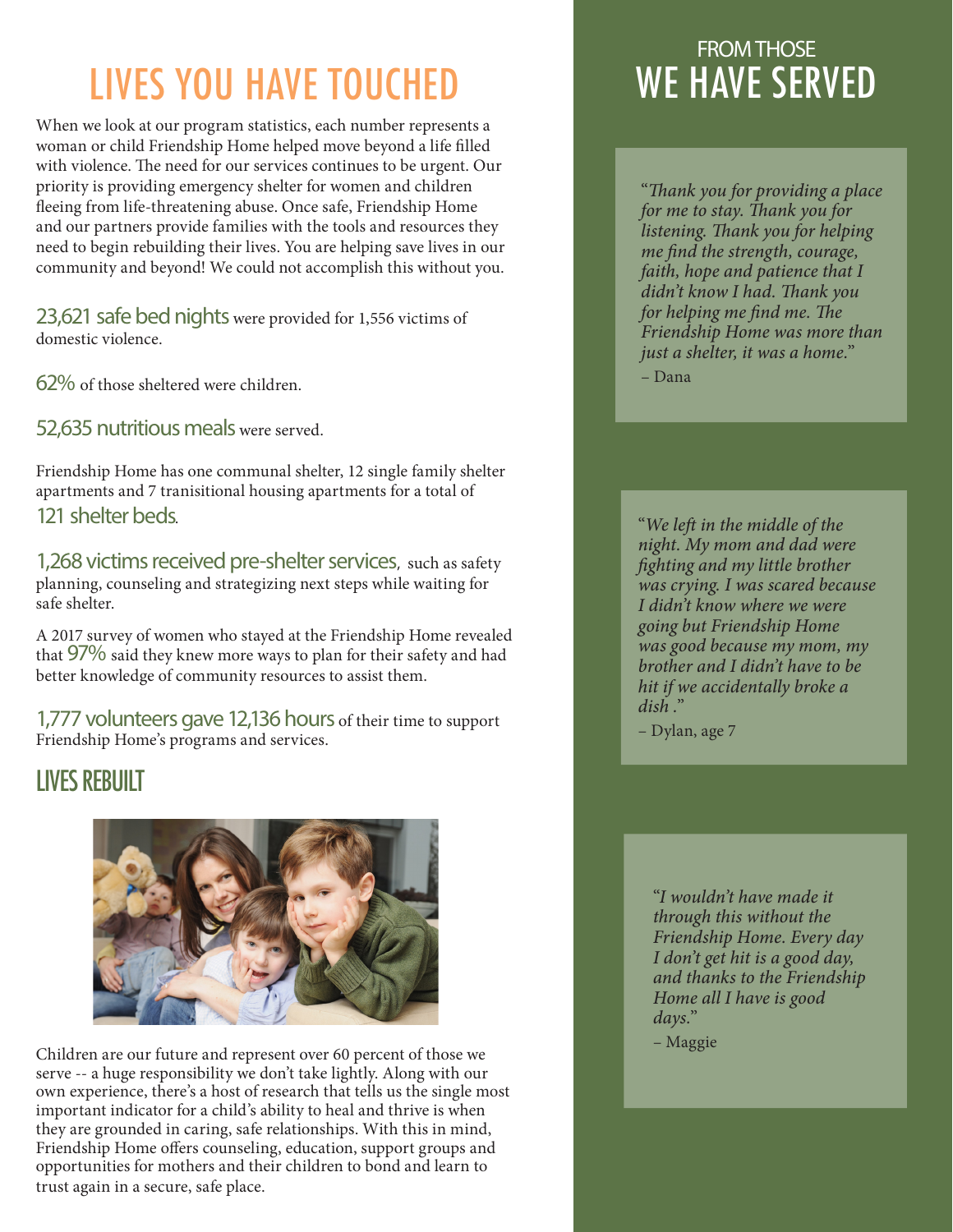# LIVES YOU HAVE TOUCHED

When we look at our program statistics, each number represents a woman or child Friendship Home helped move beyond a life filled with violence. The need for our services continues to be urgent. Our priority is providing emergency shelter for women and children fleeing from life-threatening abuse. Once safe, Friendship Home and our partners provide families with the tools and resources they need to begin rebuilding their lives. You are helping save lives in our community and beyond! We could not accomplish this without you.

**23,621 safe bed nights** were provided for 1,556 victims of domestic violence.

**62%** of those sheltered were children.

**52,635 nutritious meals** were served.

Friendship Home has one communal shelter, 12 single family shelter apartments and 7 tranisitional housing apartments for a total of **121 shelter beds**.

**1,268 victims received pre-shelter services**, such as safety planning, counseling and strategizing next steps while waiting for safe shelter.

A 2017 survey of women who stayed at the Friendship Home revealed that **97%** said they knew more ways to plan for their safety and had better knowledge of community resources to assist them.

**1,777 volunteers gave 12,136 hours** of their time to support Friendship Home's programs and services.

## LIVES REBUILT

Children are our future and represent over 60 percent of those we serve -- a huge responsibility we don't take lightly. Along with our own experience, there's a host of research that tells us the single most important indicator for a child's ability to heal and thrive is when they are grounded in caring, safe relationships. With this in mind, Friendship Home offers counseling, education, support groups and opportunities for mothers and their children to bond and learn to trust again in a secure, safe place.

## FROM THOSE WE HAVE SERVED

*"Thank you for providing a place for me to stay. Thank you for listening. Thank you for helping me find the strength, courage, faith, hope and patience that I didn't know I had. Thank you for helping me find me. The Friendship Home was more than just a shelter, it was a home."*

– Dana

*"We left in the middle of the night. My mom and dad were fighting and my little brother was crying. I was scared because I didn't know where we were going but Friendship Home was good because my mom, my brother and I didn't have to be hit if we accidentally broke a dish ."*

– Dylan, age 7

*"I wouldn't have made it through this without the Friendship Home. Every day I don't get hit is a good day, and thanks to the Friendship Home all I have is good days."*

– Maggie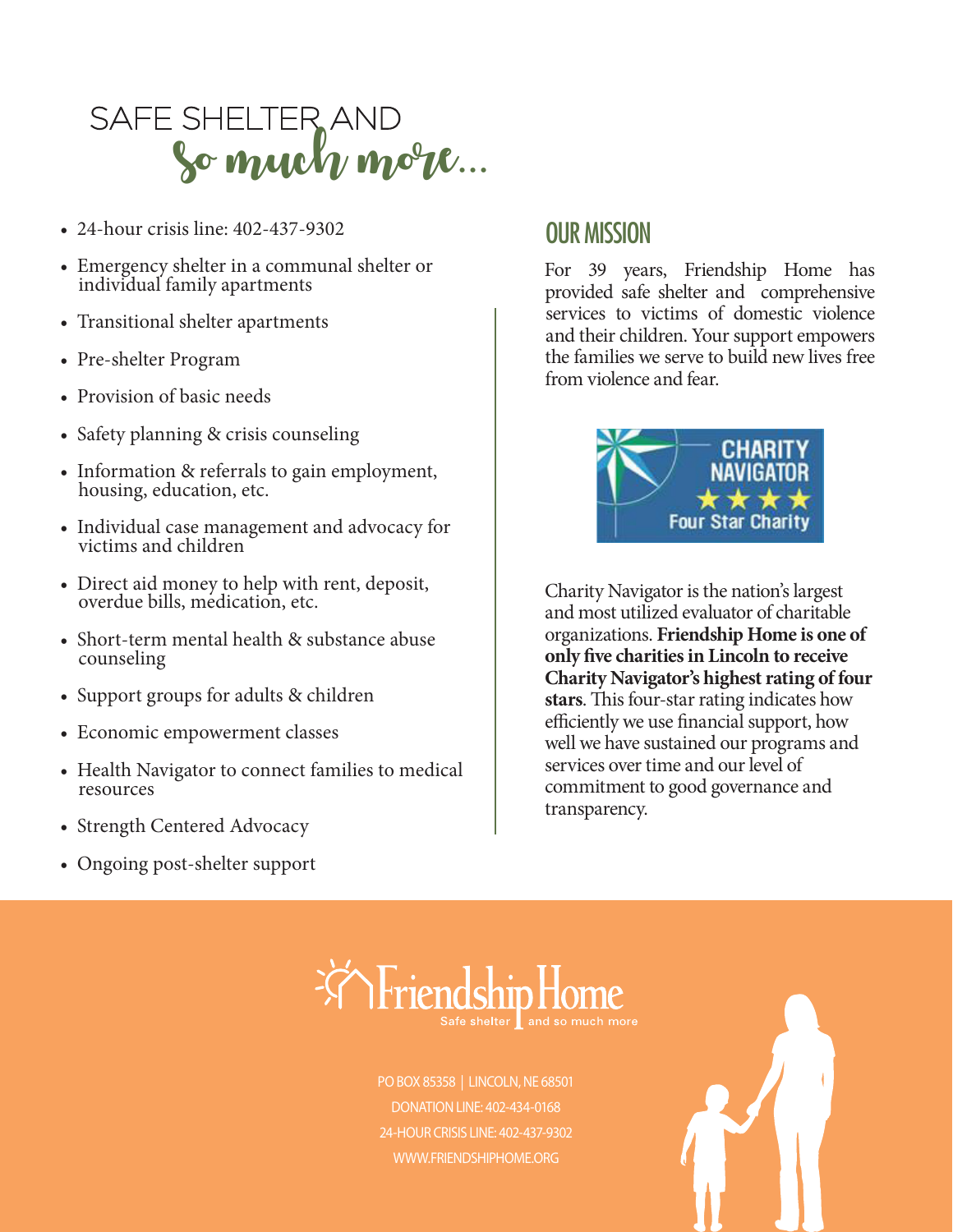# SAFE SHELTER AND *So much more...*

- 24-hour crisis line: 402-437-9302
- Emergency shelter in a communal shelter or individual family apartments
- Transitional shelter apartments
- Pre-shelter Program
- Provision of basic needs
- Safety planning & crisis counseling
- Information & referrals to gain employment, housing, education, etc.
- Individual case management and advocacy for victims and children
- Direct aid money to help with rent, deposit, overdue bills, medication, etc.
- Short-term mental health & substance abuse counseling
- Support groups for adults & children
- Economic empowerment classes
- Health Navigator to connect families to medical resources
- Strength Centered Advocacy
- Ongoing post-shelter support

## OUR MISSION

For 39 years, Friendship Home has provided safe shelter and comprehensive services to victims of domestic violence and their children. Your support empowers the families we serve to build new lives free from violence and fear.

CHARITY NAVIGATOR ★★★★ Four Star Charity

Charity Navigator is the nation's largest and most utilized evaluator of charitable organizations. **Friendship Home is one of only five charities in Lincoln to receive Charity Navigator's highest rating of four stars**. This four-star rating indicates how efficiently we use financial support, how well we have sustained our programs and services over time and our level of commitment to good governance and transparency.

Friendship Home
Safe shelter and so much more

PO BOX 85358 | LINCOLN, NE 68501
DONATION LINE: 402-434-0168
24-HOUR CRISIS LINE: 402-437-9302
WWW.FRIENDSHIPHOME.ORG